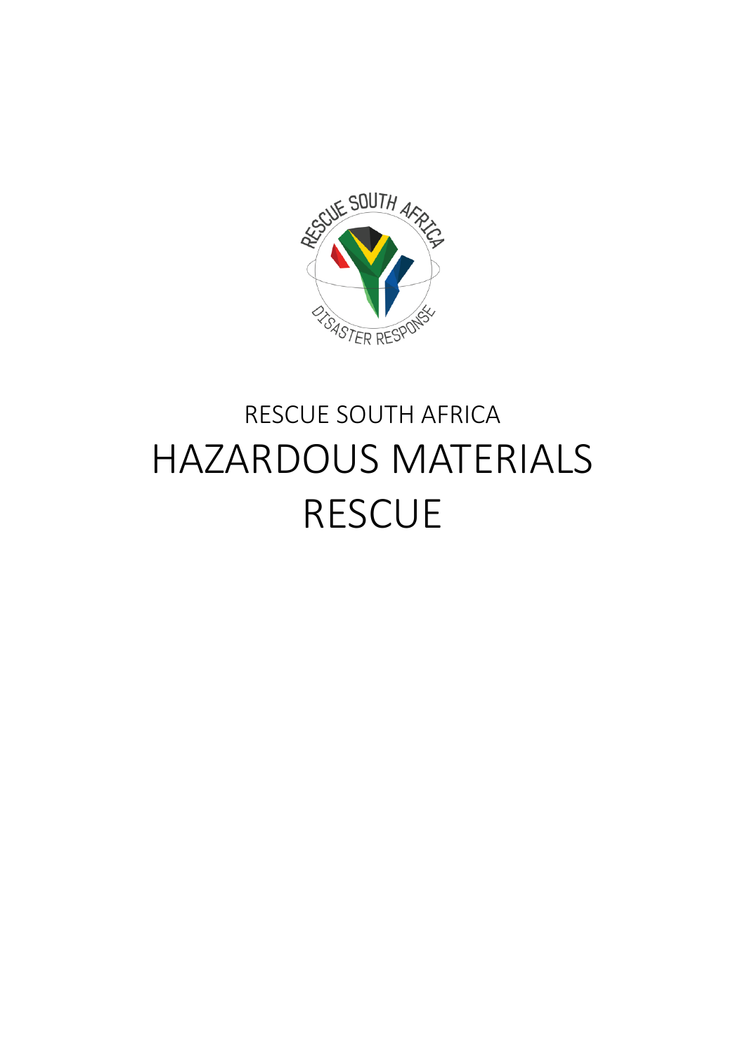RESCUE SOUTH AFRICA

# HAZARDOUS MATERIALS RESCUE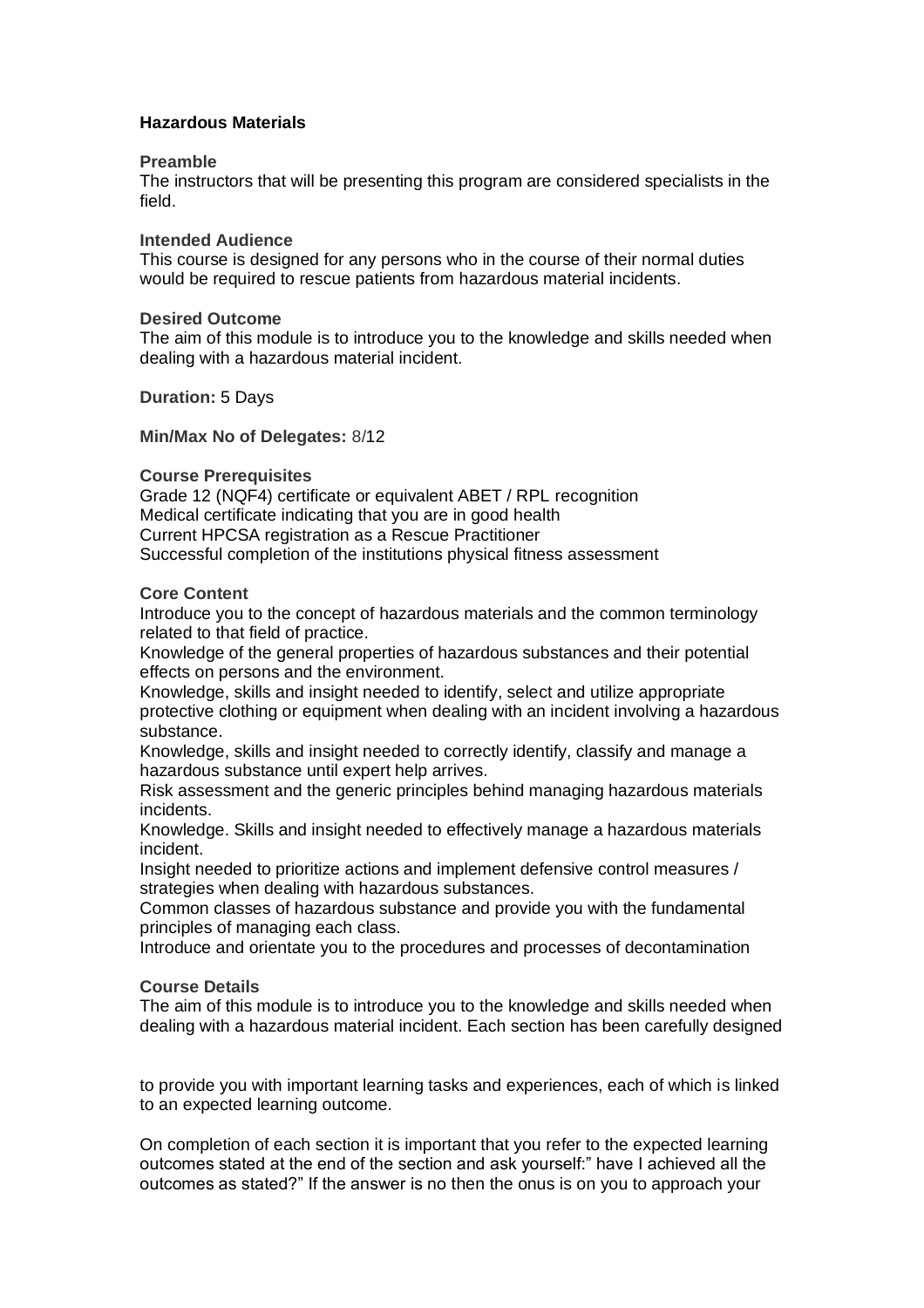**Hazardous Materials**

**Preamble**
The instructors that will be presenting this program are considered specialists in the field.

**Intended Audience**
This course is designed for any persons who in the course of their normal duties would be required to rescue patients from hazardous material incidents.

**Desired Outcome**
The aim of this module is to introduce you to the knowledge and skills needed when dealing with a hazardous material incident.

**Duration:** 5 Days

**Min/Max No of Delegates:** 8/12

**Course Prerequisites**
Grade 12 (NQF4) certificate or equivalent ABET / RPL recognition
Medical certificate indicating that you are in good health
Current HPCSA registration as a Rescue Practitioner
Successful completion of the institutions physical fitness assessment

**Core Content**
Introduce you to the concept of hazardous materials and the common terminology related to that field of practice.
Knowledge of the general properties of hazardous substances and their potential effects on persons and the environment.
Knowledge, skills and insight needed to identify, select and utilize appropriate protective clothing or equipment when dealing with an incident involving a hazardous substance.
Knowledge, skills and insight needed to correctly identify, classify and manage a hazardous substance until expert help arrives.
Risk assessment and the generic principles behind managing hazardous materials incidents.
Knowledge. Skills and insight needed to effectively manage a hazardous materials incident.
Insight needed to prioritize actions and implement defensive control measures / strategies when dealing with hazardous substances.
Common classes of hazardous substance and provide you with the fundamental principles of managing each class.
Introduce and orientate you to the procedures and processes of decontamination

**Course Details**
The aim of this module is to introduce you to the knowledge and skills needed when dealing with a hazardous material incident. Each section has been carefully designed to provide you with important learning tasks and experiences, each of which is linked to an expected learning outcome.

On completion of each section it is important that you refer to the expected learning outcomes stated at the end of the section and ask yourself:" have I achieved all the outcomes as stated?" If the answer is no then the onus is on you to approach your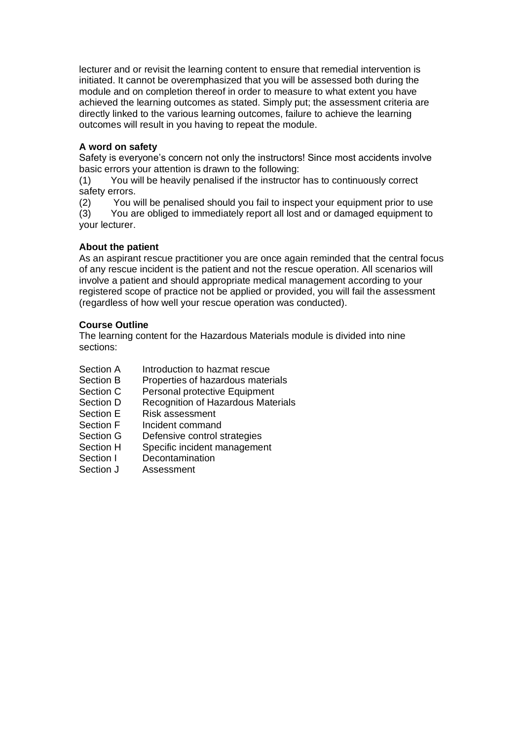lecturer and or revisit the learning content to ensure that remedial intervention is initiated. It cannot be overemphasized that you will be assessed both during the module and on completion thereof in order to measure to what extent you have achieved the learning outcomes as stated. Simply put; the assessment criteria are directly linked to the various learning outcomes, failure to achieve the learning outcomes will result in you having to repeat the module.

**A word on safety**

Safety is everyone's concern not only the instructors! Since most accidents involve basic errors your attention is drawn to the following:

(1) You will be heavily penalised if the instructor has to continuously correct safety errors.

(2) You will be penalised should you fail to inspect your equipment prior to use

(3) You are obliged to immediately report all lost and or damaged equipment to your lecturer.

**About the patient**

As an aspirant rescue practitioner you are once again reminded that the central focus of any rescue incident is the patient and not the rescue operation. All scenarios will involve a patient and should appropriate medical management according to your registered scope of practice not be applied or provided, you will fail the assessment (regardless of how well your rescue operation was conducted).

**Course Outline**

The learning content for the Hazardous Materials module is divided into nine sections:

- Section A Introduction to hazmat rescue
- Section B Properties of hazardous materials
- Section C Personal protective Equipment
- Section D Recognition of Hazardous Materials
- Section E Risk assessment
- Section F Incident command
- Section G Defensive control strategies
- Section H Specific incident management
- Section I Decontamination
- Section J Assessment